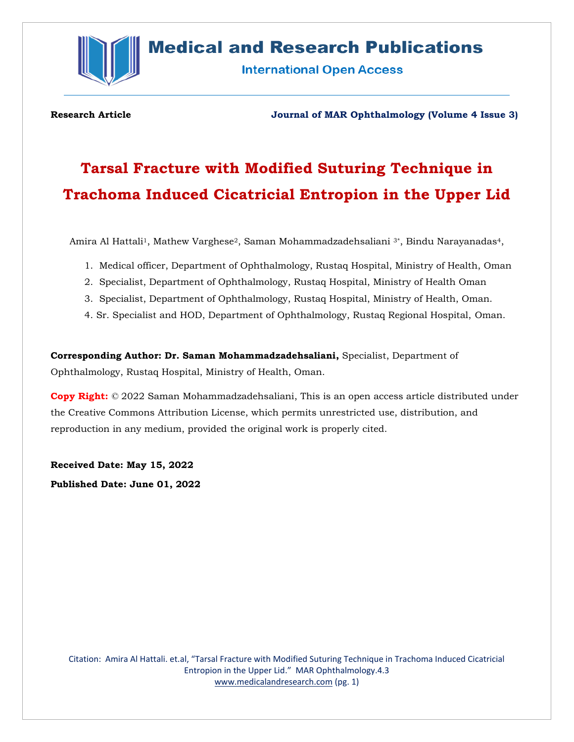# Medical and Research Publications

International Open Access

**Research Article** **Journal of MAR Ophthalmology (Volume 4 Issue 3)**

# Tarsal Fracture with Modified Suturing Technique in Trachoma Induced Cicatricial Entropion in the Upper Lid

Amira Al Hattali[1], Mathew Varghese[2], Saman Mohammadzadehsaliani [3*], Bindu Narayanadas[4],

1. Medical officer, Department of Ophthalmology, Rustaq Hospital, Ministry of Health, Oman
2. Specialist, Department of Ophthalmology, Rustaq Hospital, Ministry of Health Oman
3. Specialist, Department of Ophthalmology, Rustaq Hospital, Ministry of Health, Oman.
4. Sr. Specialist and HOD, Department of Ophthalmology, Rustaq Regional Hospital, Oman.

**Corresponding Author: Dr. Saman Mohammadzadehsaliani,** Specialist, Department of Ophthalmology, Rustaq Hospital, Ministry of Health, Oman.

**Copy Right:** © 2022 Saman Mohammadzadehsaliani, This is an open access article distributed under the Creative Commons Attribution License, which permits unrestricted use, distribution, and reproduction in any medium, provided the original work is properly cited.

**Received Date: May 15, 2022**

**Published Date: June 01, 2022**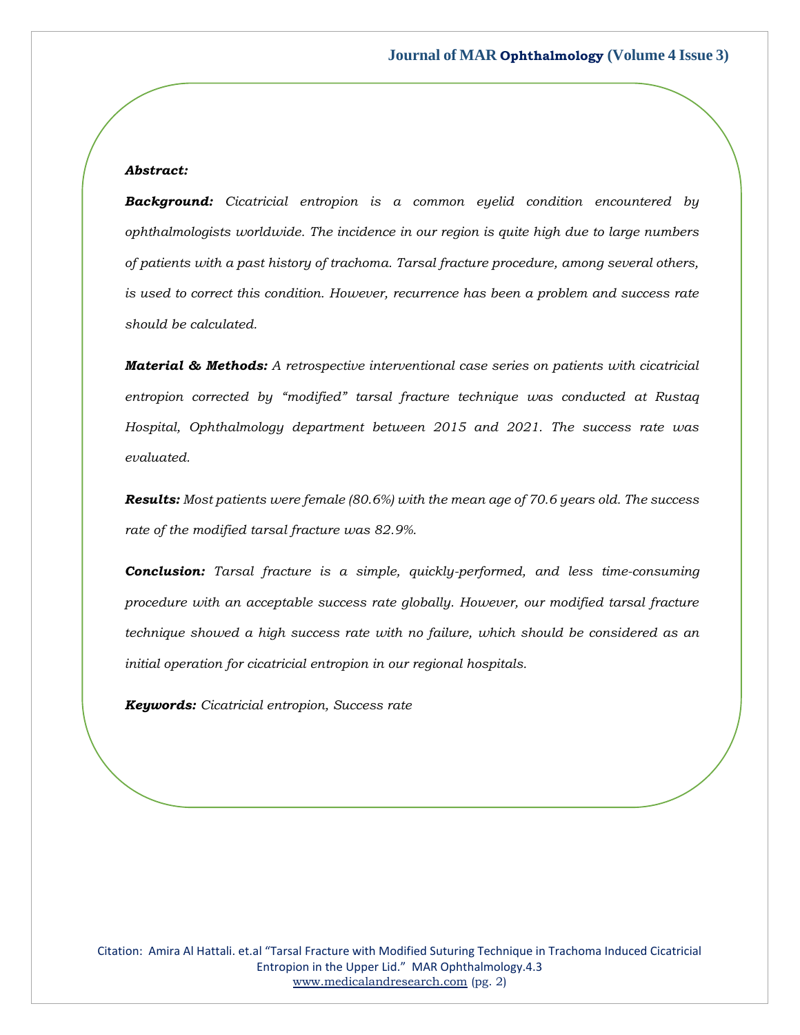***Abstract:***

***Background:*** *Cicatricial entropion is a common eyelid condition encountered by ophthalmologists worldwide. The incidence in our region is quite high due to large numbers of patients with a past history of trachoma. Tarsal fracture procedure, among several others, is used to correct this condition. However, recurrence has been a problem and success rate should be calculated.*

***Material & Methods:*** *A retrospective interventional case series on patients with cicatricial entropion corrected by "modified" tarsal fracture technique was conducted at Rustaq Hospital, Ophthalmology department between 2015 and 2021. The success rate was evaluated.*

***Results:*** *Most patients were female (80.6%) with the mean age of 70.6 years old. The success rate of the modified tarsal fracture was 82.9%.*

***Conclusion:*** *Tarsal fracture is a simple, quickly-performed, and less time-consuming procedure with an acceptable success rate globally. However, our modified tarsal fracture technique showed a high success rate with no failure, which should be considered as an initial operation for cicatricial entropion in our regional hospitals.*

***Keywords:*** *Cicatricial entropion, Success rate*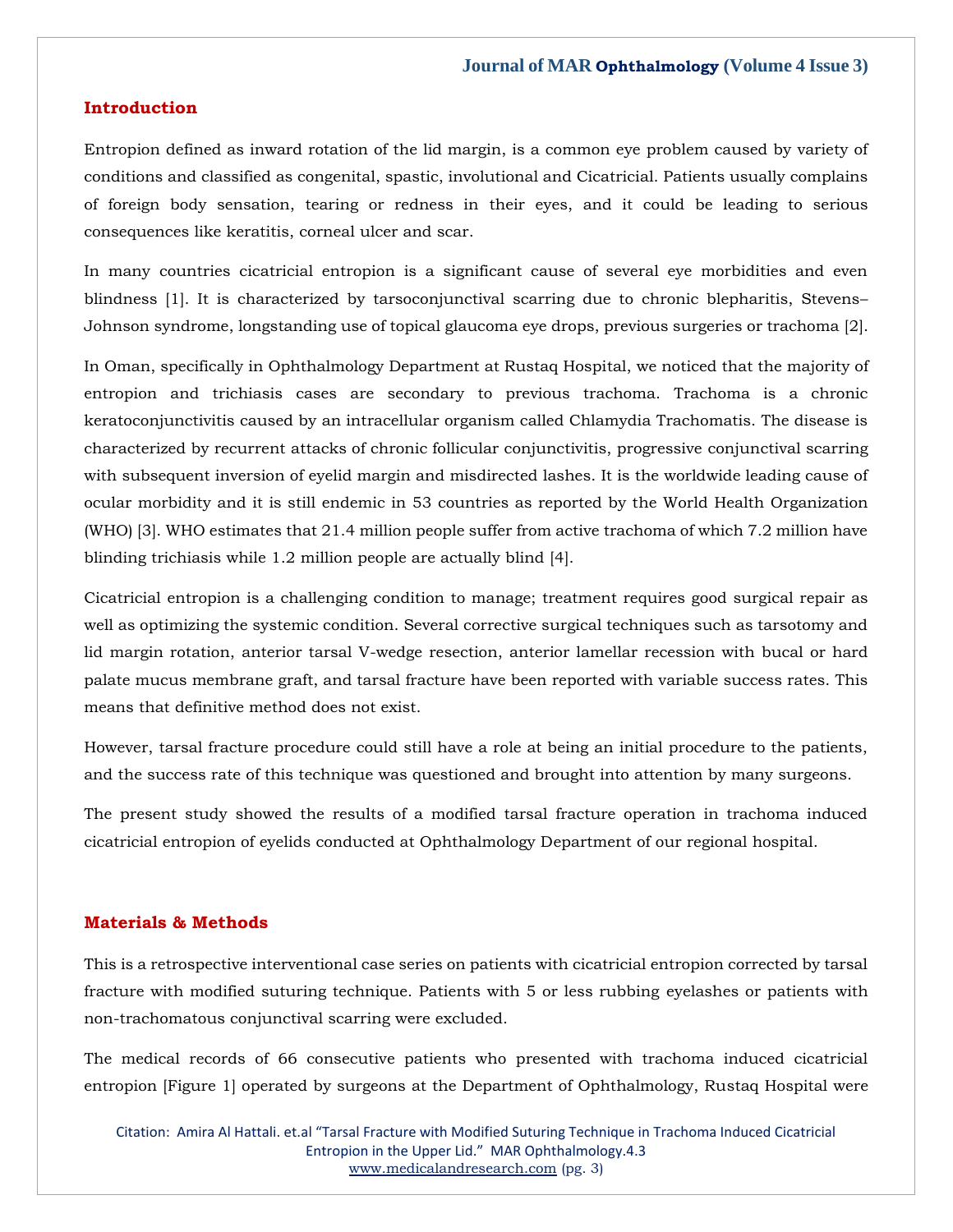## Introduction

Entropion defined as inward rotation of the lid margin, is a common eye problem caused by variety of conditions and classified as congenital, spastic, involutional and Cicatricial. Patients usually complains of foreign body sensation, tearing or redness in their eyes, and it could be leading to serious consequences like keratitis, corneal ulcer and scar.

In many countries cicatricial entropion is a significant cause of several eye morbidities and even blindness [1]. It is characterized by tarsoconjunctival scarring due to chronic blepharitis, Stevens–Johnson syndrome, longstanding use of topical glaucoma eye drops, previous surgeries or trachoma [2].

In Oman, specifically in Ophthalmology Department at Rustaq Hospital, we noticed that the majority of entropion and trichiasis cases are secondary to previous trachoma. Trachoma is a chronic keratoconjunctivitis caused by an intracellular organism called Chlamydia Trachomatis. The disease is characterized by recurrent attacks of chronic follicular conjunctivitis, progressive conjunctival scarring with subsequent inversion of eyelid margin and misdirected lashes. It is the worldwide leading cause of ocular morbidity and it is still endemic in 53 countries as reported by the World Health Organization (WHO) [3]. WHO estimates that 21.4 million people suffer from active trachoma of which 7.2 million have blinding trichiasis while 1.2 million people are actually blind [4].

Cicatricial entropion is a challenging condition to manage; treatment requires good surgical repair as well as optimizing the systemic condition. Several corrective surgical techniques such as tarsotomy and lid margin rotation, anterior tarsal V-wedge resection, anterior lamellar recession with bucal or hard palate mucus membrane graft, and tarsal fracture have been reported with variable success rates. This means that definitive method does not exist.

However, tarsal fracture procedure could still have a role at being an initial procedure to the patients, and the success rate of this technique was questioned and brought into attention by many surgeons.

The present study showed the results of a modified tarsal fracture operation in trachoma induced cicatricial entropion of eyelids conducted at Ophthalmology Department of our regional hospital.

## Materials & Methods

This is a retrospective interventional case series on patients with cicatricial entropion corrected by tarsal fracture with modified suturing technique. Patients with 5 or less rubbing eyelashes or patients with non-trachomatous conjunctival scarring were excluded.

The medical records of 66 consecutive patients who presented with trachoma induced cicatricial entropion [Figure 1] operated by surgeons at the Department of Ophthalmology, Rustaq Hospital were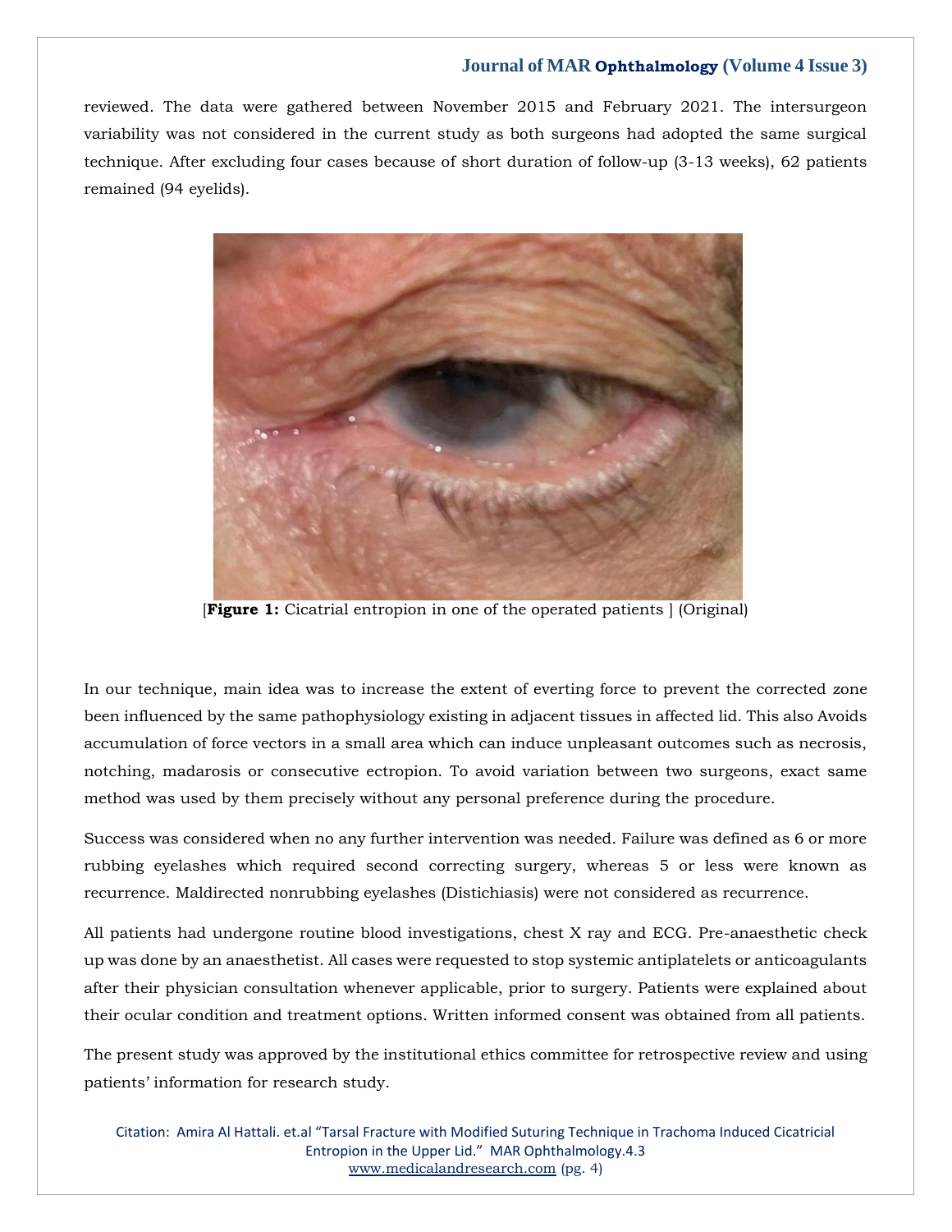reviewed. The data were gathered between November 2015 and February 2021. The intersurgeon variability was not considered in the current study as both surgeons had adopted the same surgical technique. After excluding four cases because of short duration of follow-up (3-13 weeks), 62 patients remained (94 eyelids).

[**Figure 1:** Cicatrial entropion in one of the operated patients ] (Original)

In our technique, main idea was to increase the extent of everting force to prevent the corrected zone been influenced by the same pathophysiology existing in adjacent tissues in affected lid. This also Avoids accumulation of force vectors in a small area which can induce unpleasant outcomes such as necrosis, notching, madarosis or consecutive ectropion. To avoid variation between two surgeons, exact same method was used by them precisely without any personal preference during the procedure.

Success was considered when no any further intervention was needed. Failure was defined as 6 or more rubbing eyelashes which required second correcting surgery, whereas 5 or less were known as recurrence. Maldirected nonrubbing eyelashes (Distichiasis) were not considered as recurrence.

All patients had undergone routine blood investigations, chest X ray and ECG. Pre-anaesthetic check up was done by an anaesthetist. All cases were requested to stop systemic antiplatelets or anticoagulants after their physician consultation whenever applicable, prior to surgery. Patients were explained about their ocular condition and treatment options. Written informed consent was obtained from all patients.

The present study was approved by the institutional ethics committee for retrospective review and using patients' information for research study.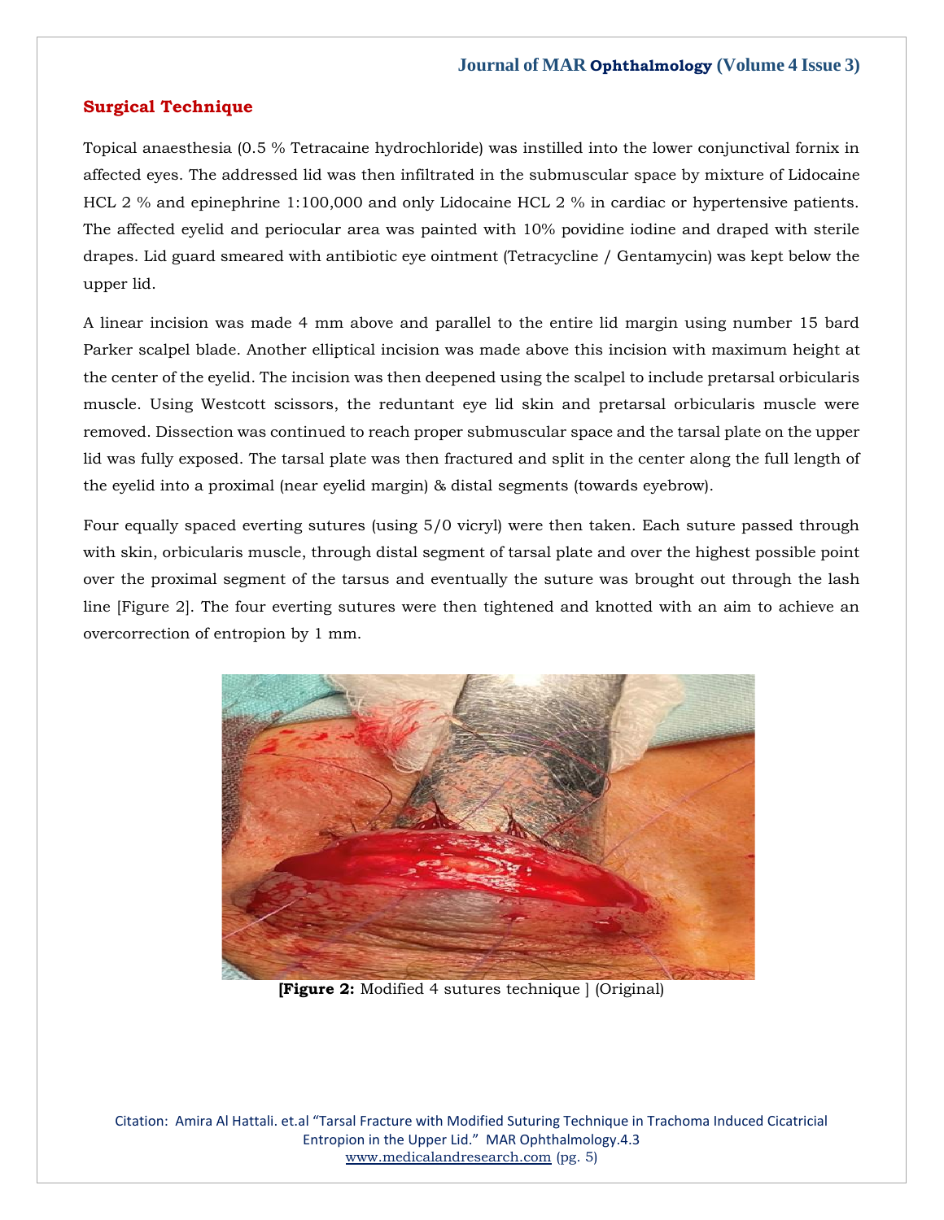## Surgical Technique

Topical anaesthesia (0.5 % Tetracaine hydrochloride) was instilled into the lower conjunctival fornix in affected eyes. The addressed lid was then infiltrated in the submuscular space by mixture of Lidocaine HCL 2 % and epinephrine 1:100,000 and only Lidocaine HCL 2 % in cardiac or hypertensive patients. The affected eyelid and periocular area was painted with 10% povidine iodine and draped with sterile drapes. Lid guard smeared with antibiotic eye ointment (Tetracycline / Gentamycin) was kept below the upper lid.

A linear incision was made 4 mm above and parallel to the entire lid margin using number 15 bard Parker scalpel blade. Another elliptical incision was made above this incision with maximum height at the center of the eyelid. The incision was then deepened using the scalpel to include pretarsal orbicularis muscle. Using Westcott scissors, the reduntant eye lid skin and pretarsal orbicularis muscle were removed. Dissection was continued to reach proper submuscular space and the tarsal plate on the upper lid was fully exposed. The tarsal plate was then fractured and split in the center along the full length of the eyelid into a proximal (near eyelid margin) & distal segments (towards eyebrow).

Four equally spaced everting sutures (using 5/0 vicryl) were then taken. Each suture passed through with skin, orbicularis muscle, through distal segment of tarsal plate and over the highest possible point over the proximal segment of the tarsus and eventually the suture was brought out through the lash line [Figure 2]. The four everting sutures were then tightened and knotted with an aim to achieve an overcorrection of entropion by 1 mm.

**[Figure 2:** Modified 4 sutures technique ] (Original)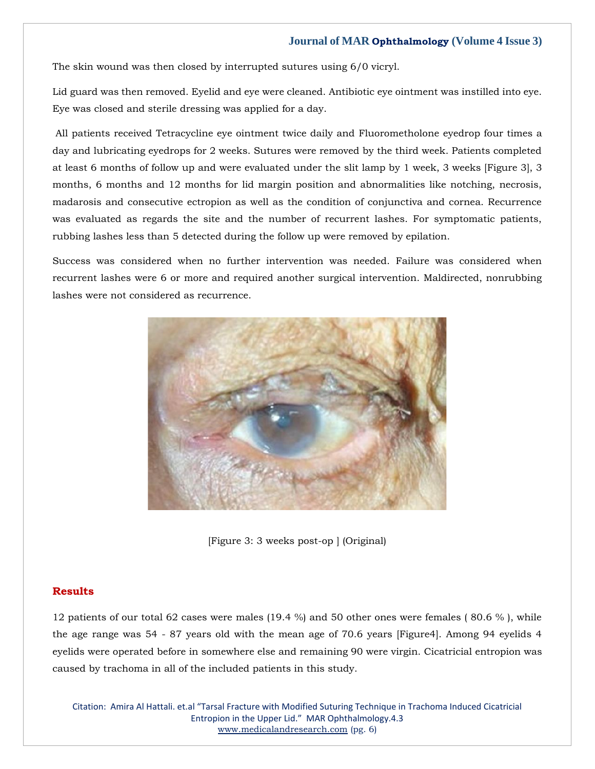The skin wound was then closed by interrupted sutures using 6/0 vicryl.

Lid guard was then removed. Eyelid and eye were cleaned. Antibiotic eye ointment was instilled into eye. Eye was closed and sterile dressing was applied for a day.

All patients received Tetracycline eye ointment twice daily and Fluorometholone eyedrop four times a day and lubricating eyedrops for 2 weeks. Sutures were removed by the third week. Patients completed at least 6 months of follow up and were evaluated under the slit lamp by 1 week, 3 weeks [Figure 3], 3 months, 6 months and 12 months for lid margin position and abnormalities like notching, necrosis, madarosis and consecutive ectropion as well as the condition of conjunctiva and cornea. Recurrence was evaluated as regards the site and the number of recurrent lashes. For symptomatic patients, rubbing lashes less than 5 detected during the follow up were removed by epilation.

Success was considered when no further intervention was needed. Failure was considered when recurrent lashes were 6 or more and required another surgical intervention. Maldirected, nonrubbing lashes were not considered as recurrence.

[Figure 3: 3 weeks post-op ] (Original)

## Results

12 patients of our total 62 cases were males (19.4 %) and 50 other ones were females ( 80.6 % ), while the age range was 54 - 87 years old with the mean age of 70.6 years [Figure4]. Among 94 eyelids 4 eyelids were operated before in somewhere else and remaining 90 were virgin. Cicatricial entropion was caused by trachoma in all of the included patients in this study.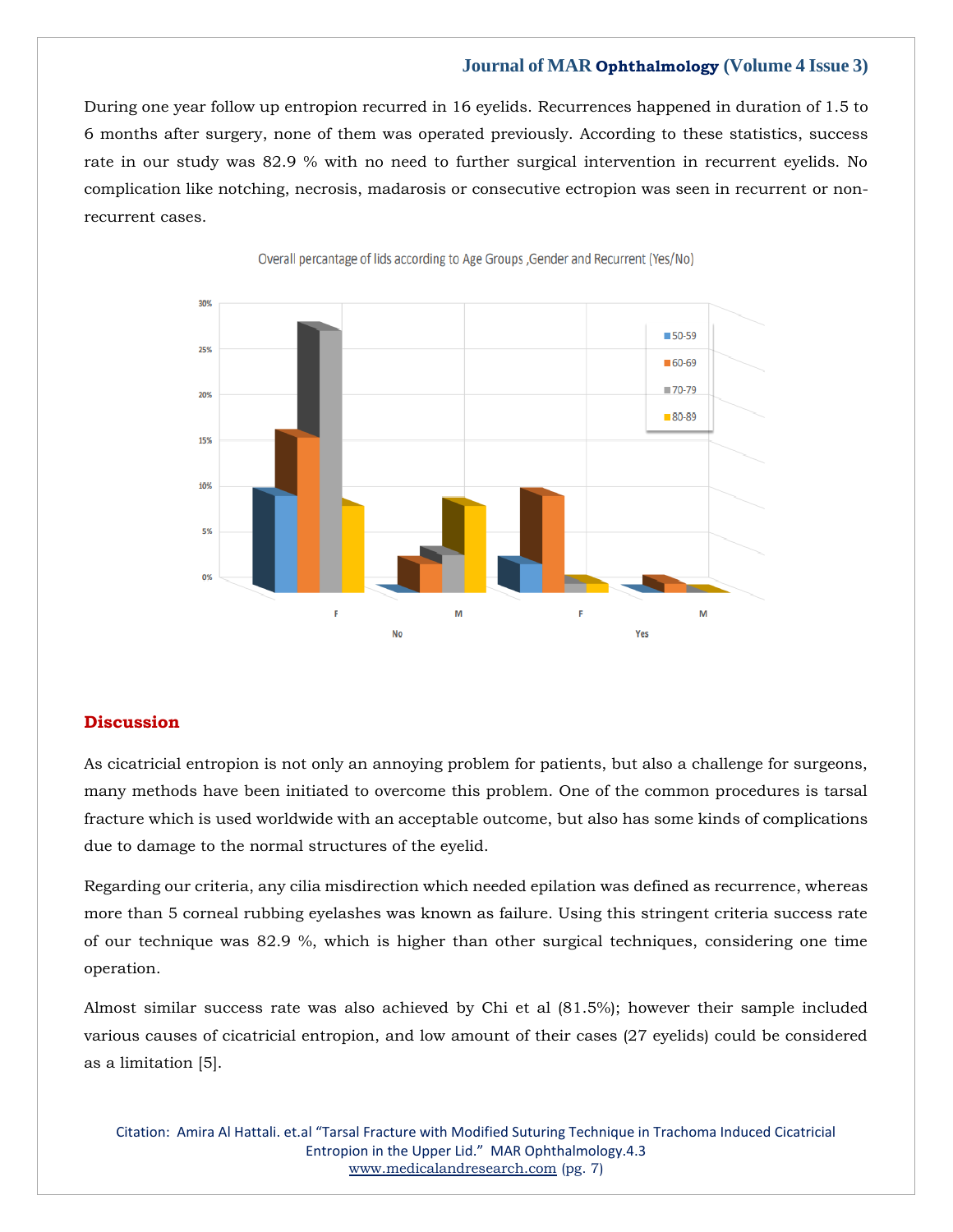During one year follow up entropion recurred in 16 eyelids. Recurrences happened in duration of 1.5 to 6 months after surgery, none of them was operated previously. According to these statistics, success rate in our study was 82.9 % with no need to further surgical intervention in recurrent eyelids. No complication like notching, necrosis, madarosis or consecutive ectropion was seen in recurrent or non-recurrent cases.

Overall percantage of lids according to Age Groups ,Gender and Recurrent (Yes/No)

## Discussion

As cicatricial entropion is not only an annoying problem for patients, but also a challenge for surgeons, many methods have been initiated to overcome this problem. One of the common procedures is tarsal fracture which is used worldwide with an acceptable outcome, but also has some kinds of complications due to damage to the normal structures of the eyelid.

Regarding our criteria, any cilia misdirection which needed epilation was defined as recurrence, whereas more than 5 corneal rubbing eyelashes was known as failure. Using this stringent criteria success rate of our technique was 82.9 %, which is higher than other surgical techniques, considering one time operation.

Almost similar success rate was also achieved by Chi et al (81.5%); however their sample included various causes of cicatricial entropion, and low amount of their cases (27 eyelids) could be considered as a limitation [5].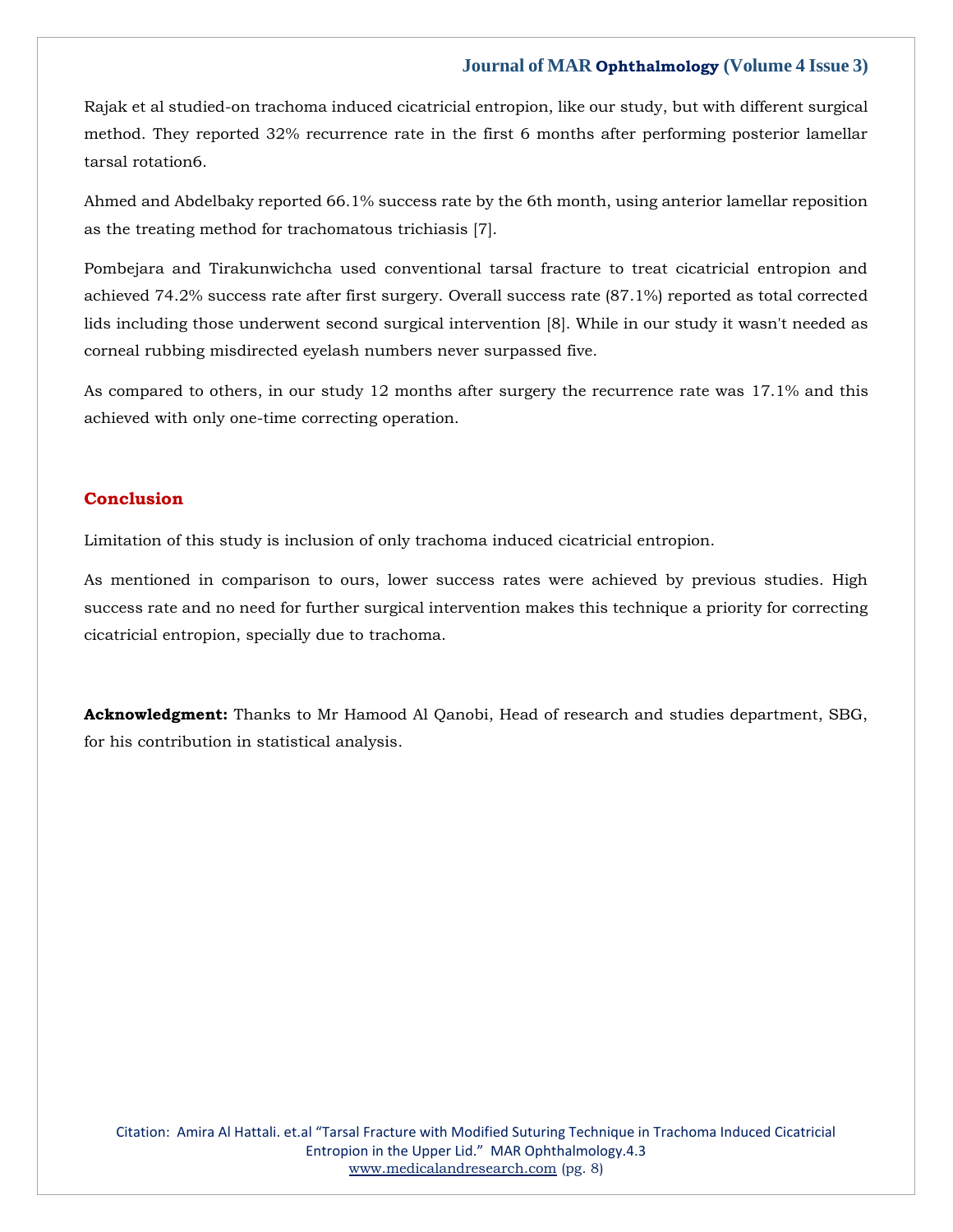Rajak et al studied-on trachoma induced cicatricial entropion, like our study, but with different surgical method. They reported 32% recurrence rate in the first 6 months after performing posterior lamellar tarsal rotation6.

Ahmed and Abdelbaky reported 66.1% success rate by the 6th month, using anterior lamellar reposition as the treating method for trachomatous trichiasis [7].

Pombejara and Tirakunwichcha used conventional tarsal fracture to treat cicatricial entropion and achieved 74.2% success rate after first surgery. Overall success rate (87.1%) reported as total corrected lids including those underwent second surgical intervention [8]. While in our study it wasn't needed as corneal rubbing misdirected eyelash numbers never surpassed five.

As compared to others, in our study 12 months after surgery the recurrence rate was 17.1% and this achieved with only one-time correcting operation.

## Conclusion

Limitation of this study is inclusion of only trachoma induced cicatricial entropion.

As mentioned in comparison to ours, lower success rates were achieved by previous studies. High success rate and no need for further surgical intervention makes this technique a priority for correcting cicatricial entropion, specially due to trachoma.

**Acknowledgment:** Thanks to Mr Hamood Al Qanobi, Head of research and studies department, SBG, for his contribution in statistical analysis.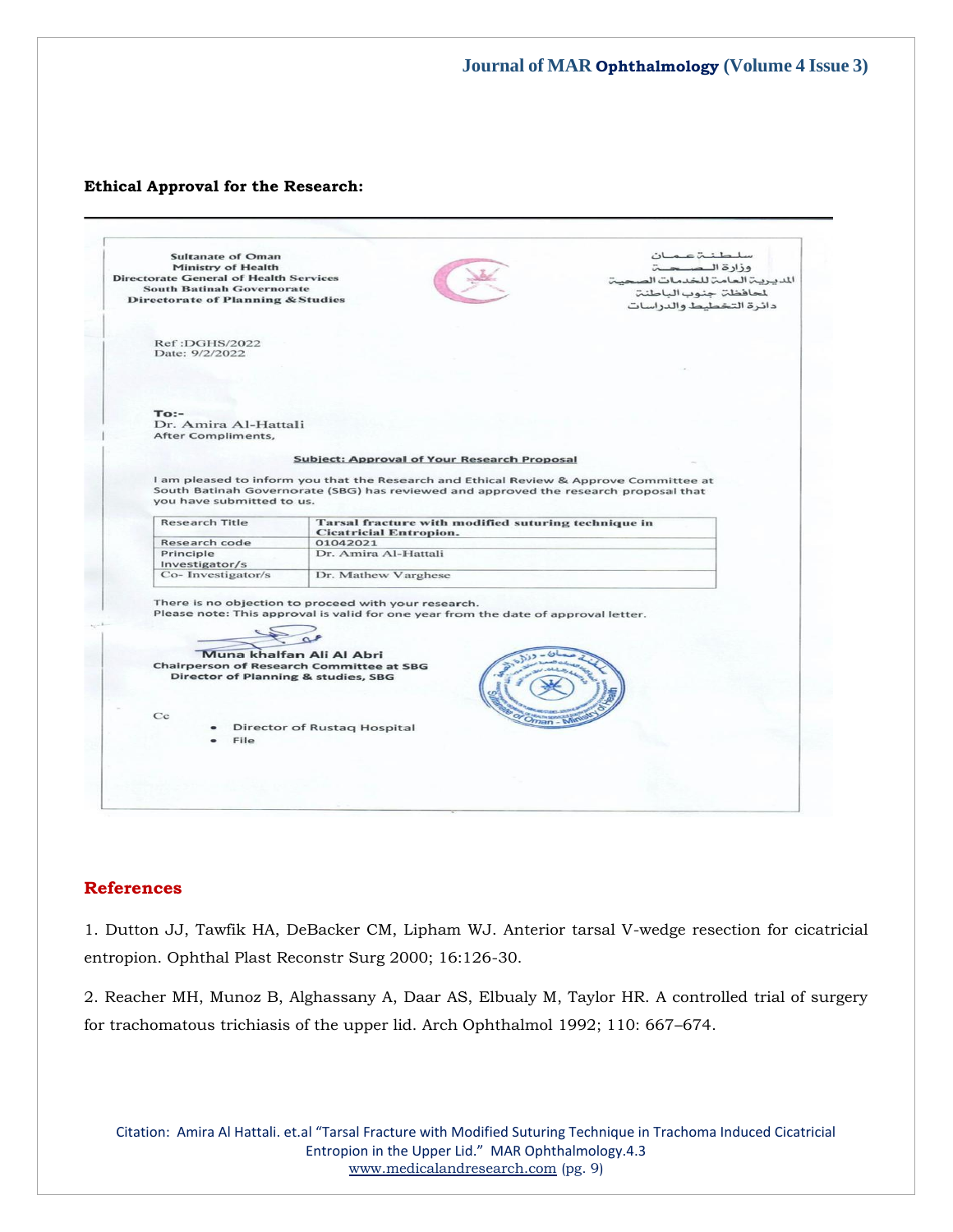**Ethical Approval for the Research:**

---

Sultanate of Oman
Ministry of Health
Directorate General of Health Services
South Batinah Governorate
Directorate of Planning & Studies

سلطنة عمان
وزارة الصحة
المديرية العامة للخدمات الصحية
لمحافظة جنوب الباطنة
دائرة التخطيط والدراسات

Ref :DGHS/2022
Date: 9/2/2022

To:-
Dr. Amira Al-Hattali
After Compliments,

**Subject: Approval of Your Research Proposal**

I am pleased to inform you that the Research and Ethical Review & Approve Committee at South Batinah Governorate (SBG) has reviewed and approved the research proposal that you have submitted to us.

| Research Title | Tarsal fracture with modified suturing technique in Cicatricial Entropion. |
| --- | --- |
| Research code | 01042021 |
| Principle Investigator/s | Dr. Amira Al-Hattali |
| Co- Investigator/s | Dr. Mathew Varghese |

There is no objection to proceed with your research.
Please note: This approval is valid for one year from the date of approval letter.

Muna khalfan Ali Al Abri
Chairperson of Research Committee at SBG
Director of Planning & studies, SBG

Cc

- Director of Rustaq Hospital
- File

## References

1. Dutton JJ, Tawfik HA, DeBacker CM, Lipham WJ. Anterior tarsal V-wedge resection for cicatricial entropion. Ophthal Plast Reconstr Surg 2000; 16:126-30.

2. Reacher MH, Munoz B, Alghassany A, Daar AS, Elbualy M, Taylor HR. A controlled trial of surgery for trachomatous trichiasis of the upper lid. Arch Ophthalmol 1992; 110: 667–674.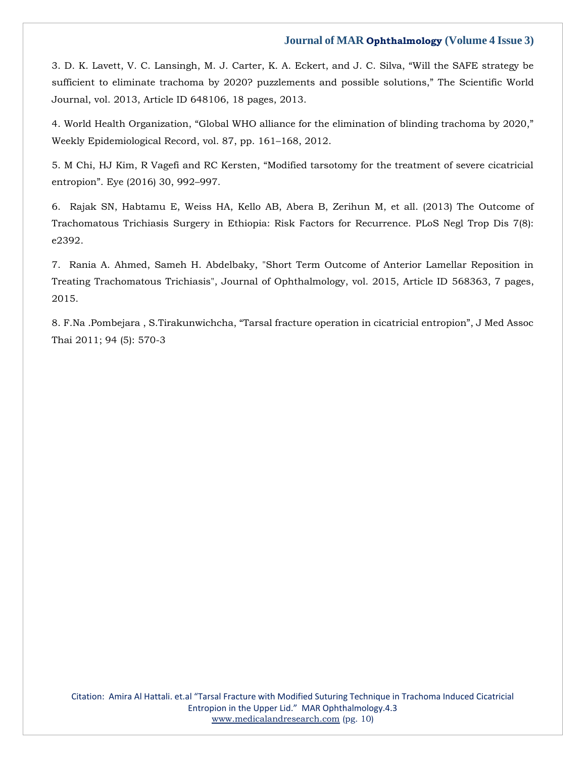3. D. K. Lavett, V. C. Lansingh, M. J. Carter, K. A. Eckert, and J. C. Silva, "Will the SAFE strategy be sufficient to eliminate trachoma by 2020? puzzlements and possible solutions," The Scientific World Journal, vol. 2013, Article ID 648106, 18 pages, 2013.

4. World Health Organization, "Global WHO alliance for the elimination of blinding trachoma by 2020," Weekly Epidemiological Record, vol. 87, pp. 161–168, 2012.

5. M Chi, HJ Kim, R Vagefi and RC Kersten, "Modified tarsotomy for the treatment of severe cicatricial entropion". Eye (2016) 30, 992–997.

6. Rajak SN, Habtamu E, Weiss HA, Kello AB, Abera B, Zerihun M, et all. (2013) The Outcome of Trachomatous Trichiasis Surgery in Ethiopia: Risk Factors for Recurrence. PLoS Negl Trop Dis 7(8): e2392.

7. Rania A. Ahmed, Sameh H. Abdelbaky, "Short Term Outcome of Anterior Lamellar Reposition in Treating Trachomatous Trichiasis", Journal of Ophthalmology, vol. 2015, Article ID 568363, 7 pages, 2015.

8. F.Na .Pombejara , S.Tirakunwichcha, "Tarsal fracture operation in cicatricial entropion", J Med Assoc Thai 2011; 94 (5): 570-3